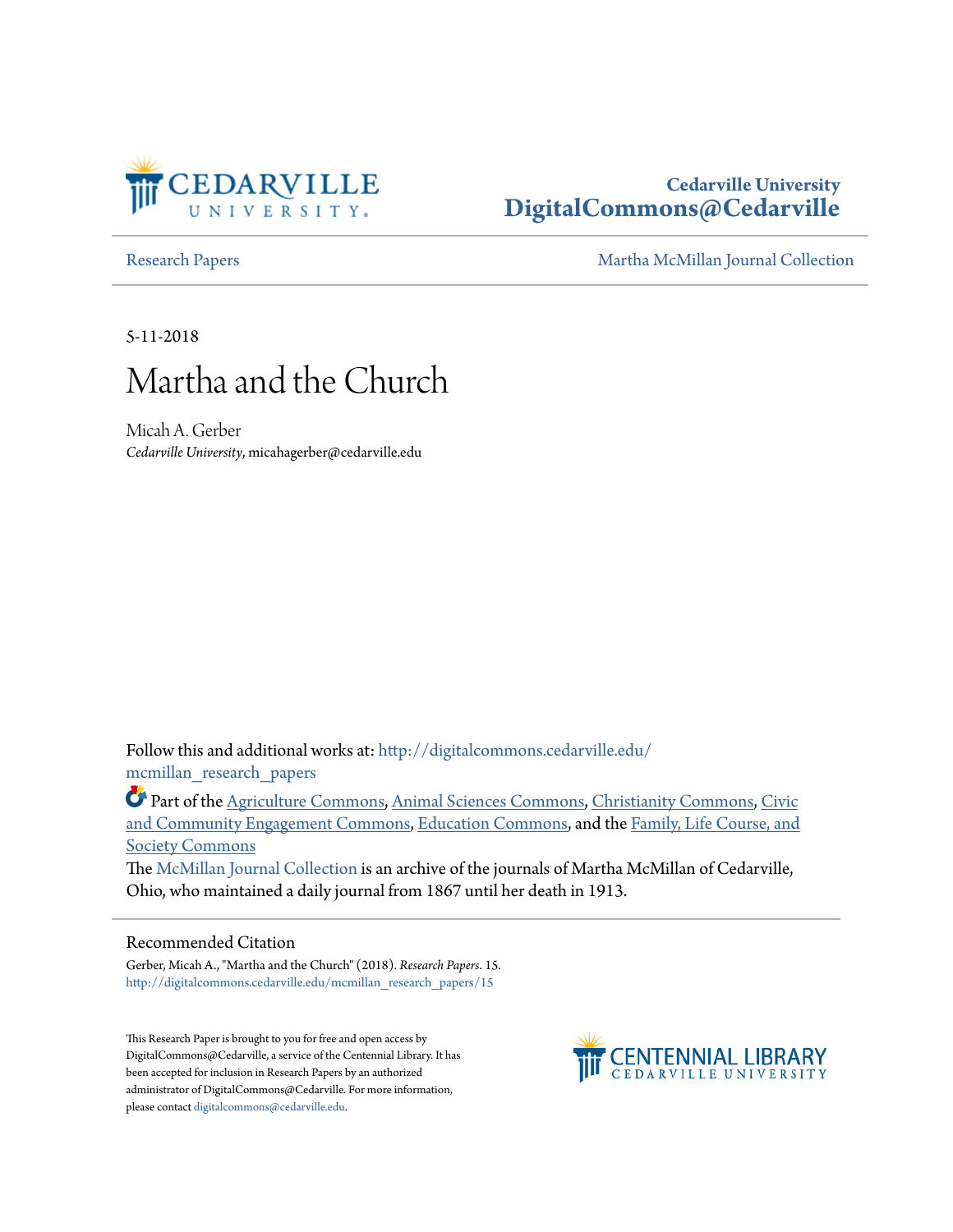Cedarville University
**DigitalCommons@Cedarville**

Research Papers | Martha McMillan Journal Collection

5-11-2018

# Martha and the Church

Micah A. Gerber
*Cedarville University*, micahagerber@cedarville.edu

Follow this and additional works at: http://digitalcommons.cedarville.edu/mcmillan_research_papers

Part of the Agriculture Commons, Animal Sciences Commons, Christianity Commons, Civic and Community Engagement Commons, Education Commons, and the Family, Life Course, and Society Commons

The McMillan Journal Collection is an archive of the journals of Martha McMillan of Cedarville, Ohio, who maintained a daily journal from 1867 until her death in 1913.

## Recommended Citation

Gerber, Micah A., "Martha and the Church" (2018). *Research Papers*. 15.
http://digitalcommons.cedarville.edu/mcmillan_research_papers/15

This Research Paper is brought to you for free and open access by DigitalCommons@Cedarville, a service of the Centennial Library. It has been accepted for inclusion in Research Papers by an authorized administrator of DigitalCommons@Cedarville. For more information, please contact digitalcommons@cedarville.edu.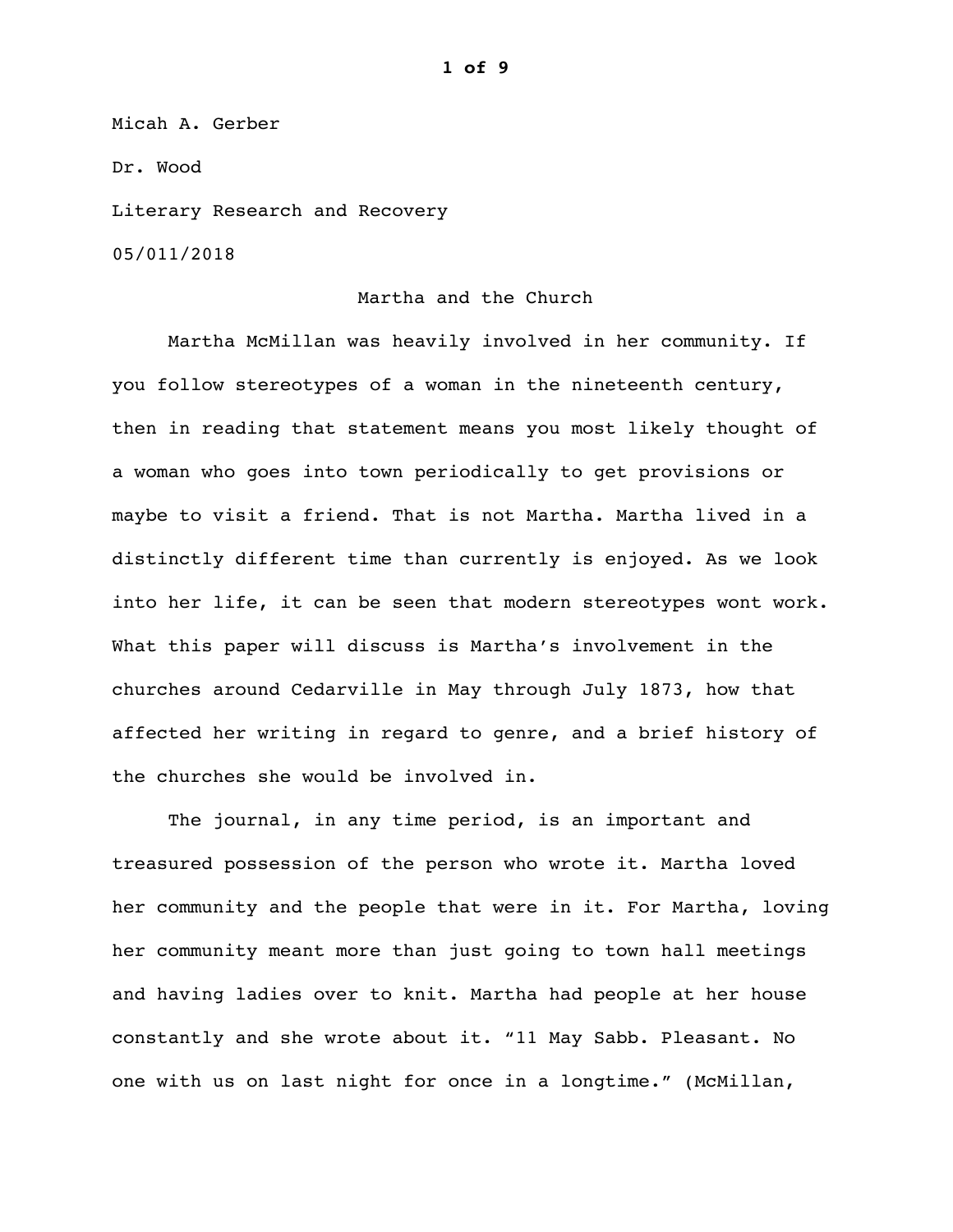Micah A. Gerber

Dr. Wood

Literary Research and Recovery

05/011/2018

# Martha and the Church

Martha McMillan was heavily involved in her community. If you follow stereotypes of a woman in the nineteenth century, then in reading that statement means you most likely thought of a woman who goes into town periodically to get provisions or maybe to visit a friend. That is not Martha. Martha lived in a distinctly different time than currently is enjoyed. As we look into her life, it can be seen that modern stereotypes wont work. What this paper will discuss is Martha's involvement in the churches around Cedarville in May through July 1873, how that affected her writing in regard to genre, and a brief history of the churches she would be involved in.

The journal, in any time period, is an important and treasured possession of the person who wrote it. Martha loved her community and the people that were in it. For Martha, loving her community meant more than just going to town hall meetings and having ladies over to knit. Martha had people at her house constantly and she wrote about it. "11 May Sabb. Pleasant. No one with us on last night for once in a longtime." (McMillan,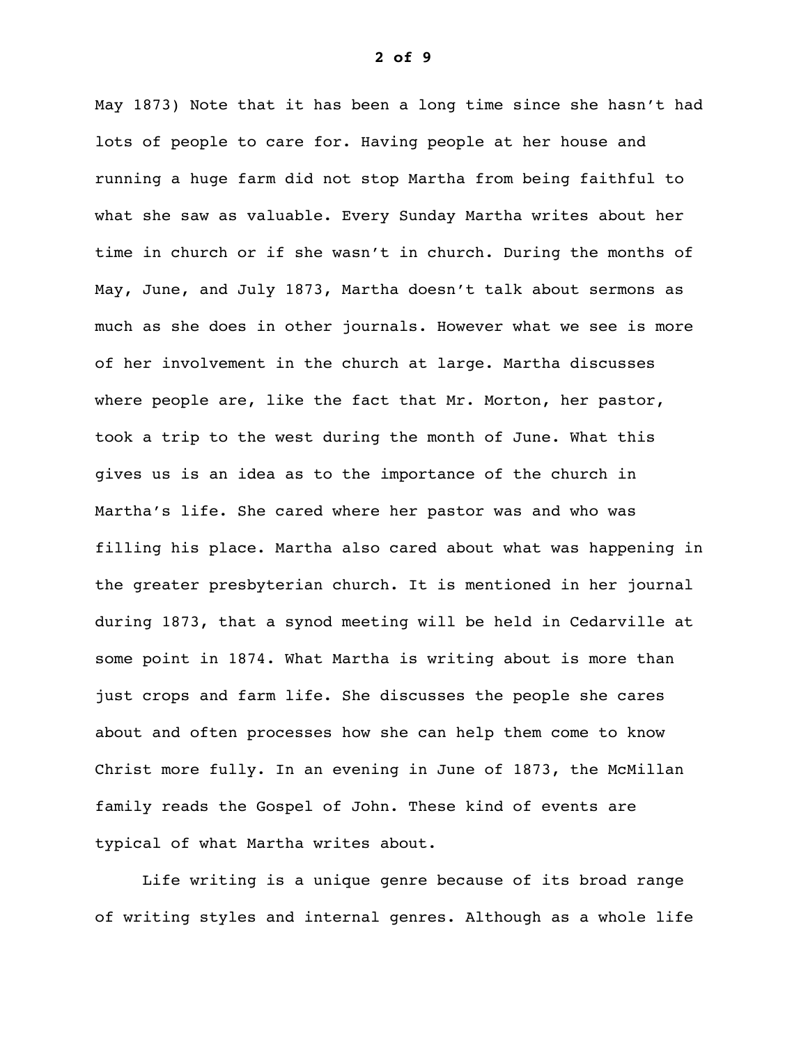May 1873) Note that it has been a long time since she hasn't had lots of people to care for. Having people at her house and running a huge farm did not stop Martha from being faithful to what she saw as valuable. Every Sunday Martha writes about her time in church or if she wasn't in church. During the months of May, June, and July 1873, Martha doesn't talk about sermons as much as she does in other journals. However what we see is more of her involvement in the church at large. Martha discusses where people are, like the fact that Mr. Morton, her pastor, took a trip to the west during the month of June. What this gives us is an idea as to the importance of the church in Martha's life. She cared where her pastor was and who was filling his place. Martha also cared about what was happening in the greater presbyterian church. It is mentioned in her journal during 1873, that a synod meeting will be held in Cedarville at some point in 1874. What Martha is writing about is more than just crops and farm life. She discusses the people she cares about and often processes how she can help them come to know Christ more fully. In an evening in June of 1873, the McMillan family reads the Gospel of John. These kind of events are typical of what Martha writes about.

Life writing is a unique genre because of its broad range of writing styles and internal genres. Although as a whole life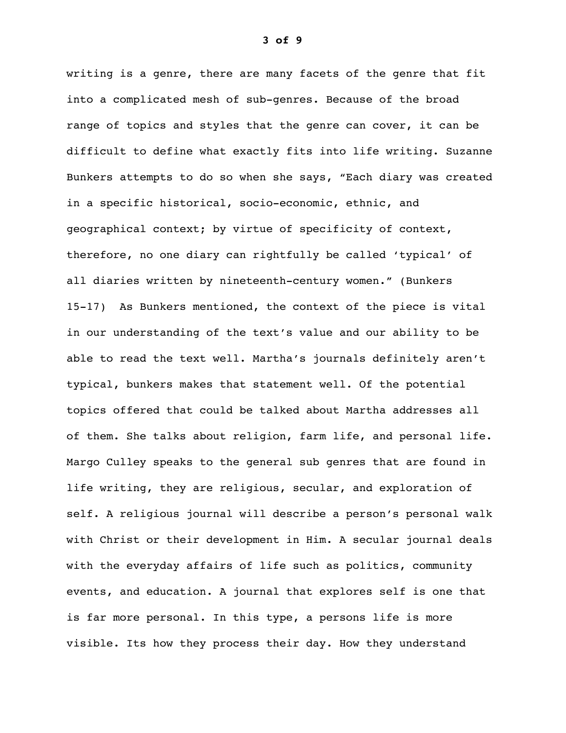writing is a genre, there are many facets of the genre that fit into a complicated mesh of sub-genres. Because of the broad range of topics and styles that the genre can cover, it can be difficult to define what exactly fits into life writing. Suzanne Bunkers attempts to do so when she says, "Each diary was created in a specific historical, socio-economic, ethnic, and geographical context; by virtue of specificity of context, therefore, no one diary can rightfully be called 'typical' of all diaries written by nineteenth-century women." (Bunkers 15-17) As Bunkers mentioned, the context of the piece is vital in our understanding of the text's value and our ability to be able to read the text well. Martha's journals definitely aren't typical, bunkers makes that statement well. Of the potential topics offered that could be talked about Martha addresses all of them. She talks about religion, farm life, and personal life. Margo Culley speaks to the general sub genres that are found in life writing, they are religious, secular, and exploration of self. A religious journal will describe a person's personal walk with Christ or their development in Him. A secular journal deals with the everyday affairs of life such as politics, community events, and education. A journal that explores self is one that is far more personal. In this type, a persons life is more visible. Its how they process their day. How they understand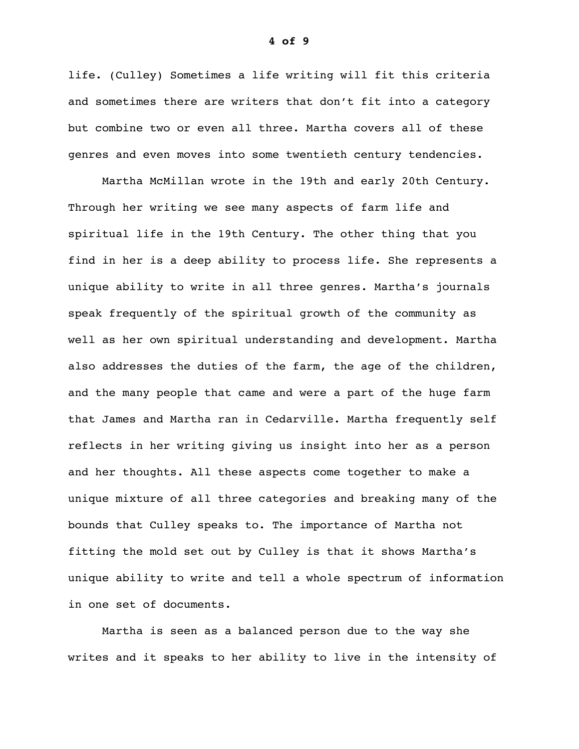life. (Culley) Sometimes a life writing will fit this criteria and sometimes there are writers that don't fit into a category but combine two or even all three. Martha covers all of these genres and even moves into some twentieth century tendencies.

Martha McMillan wrote in the 19th and early 20th Century. Through her writing we see many aspects of farm life and spiritual life in the 19th Century. The other thing that you find in her is a deep ability to process life. She represents a unique ability to write in all three genres. Martha's journals speak frequently of the spiritual growth of the community as well as her own spiritual understanding and development. Martha also addresses the duties of the farm, the age of the children, and the many people that came and were a part of the huge farm that James and Martha ran in Cedarville. Martha frequently self reflects in her writing giving us insight into her as a person and her thoughts. All these aspects come together to make a unique mixture of all three categories and breaking many of the bounds that Culley speaks to. The importance of Martha not fitting the mold set out by Culley is that it shows Martha's unique ability to write and tell a whole spectrum of information in one set of documents.

Martha is seen as a balanced person due to the way she writes and it speaks to her ability to live in the intensity of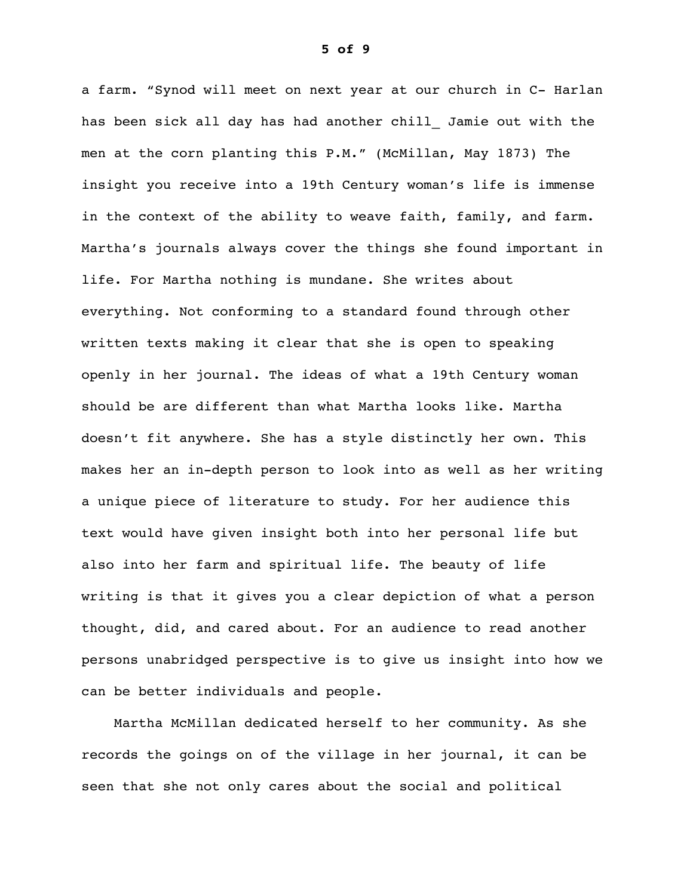a farm. "Synod will meet on next year at our church in C- Harlan has been sick all day has had another chill_ Jamie out with the men at the corn planting this P.M." (McMillan, May 1873) The insight you receive into a 19th Century woman's life is immense in the context of the ability to weave faith, family, and farm. Martha's journals always cover the things she found important in life. For Martha nothing is mundane. She writes about everything. Not conforming to a standard found through other written texts making it clear that she is open to speaking openly in her journal. The ideas of what a 19th Century woman should be are different than what Martha looks like. Martha doesn't fit anywhere. She has a style distinctly her own. This makes her an in-depth person to look into as well as her writing a unique piece of literature to study. For her audience this text would have given insight both into her personal life but also into her farm and spiritual life. The beauty of life writing is that it gives you a clear depiction of what a person thought, did, and cared about. For an audience to read another persons unabridged perspective is to give us insight into how we can be better individuals and people.

Martha McMillan dedicated herself to her community. As she records the goings on of the village in her journal, it can be seen that she not only cares about the social and political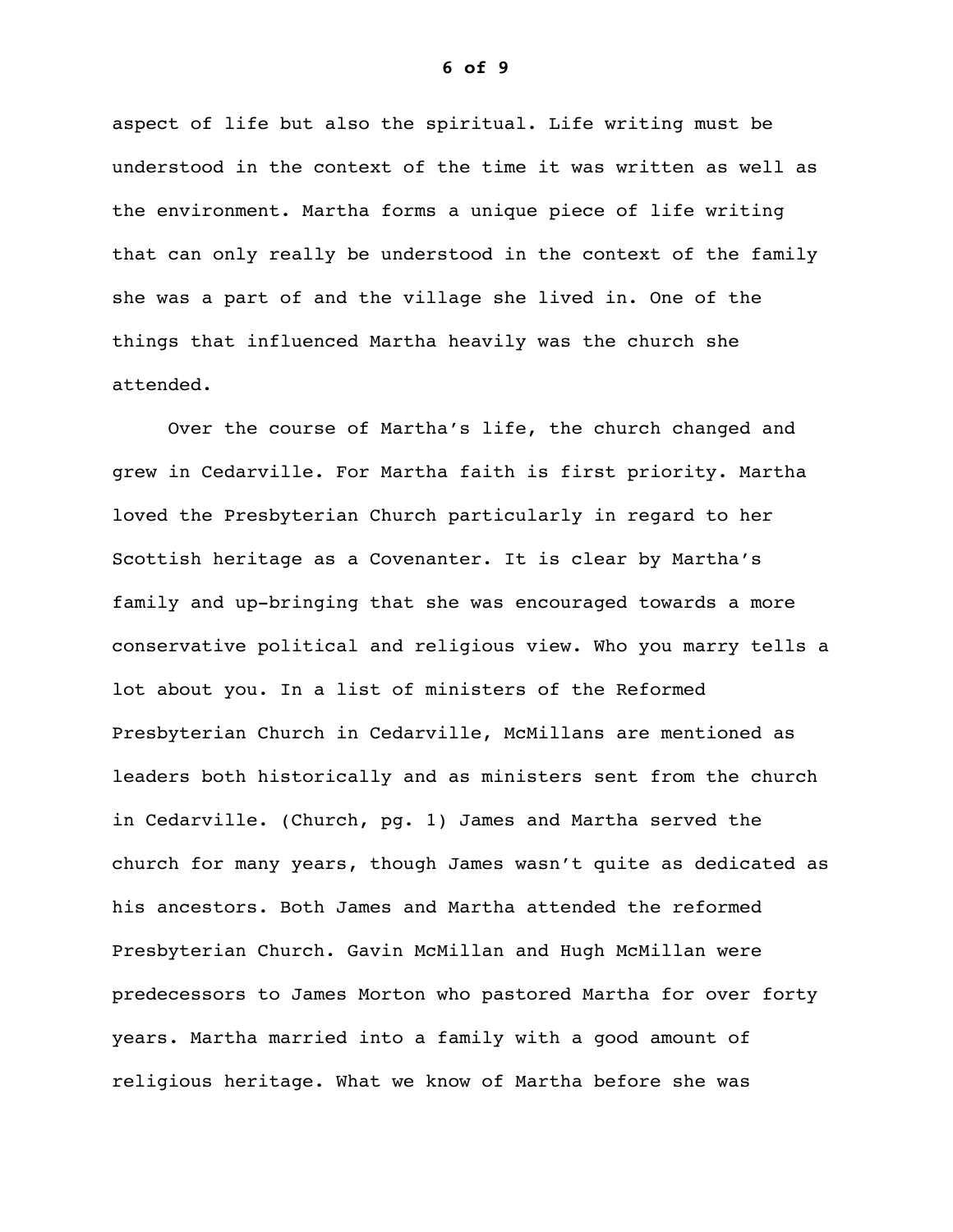aspect of life but also the spiritual. Life writing must be understood in the context of the time it was written as well as the environment. Martha forms a unique piece of life writing that can only really be understood in the context of the family she was a part of and the village she lived in. One of the things that influenced Martha heavily was the church she attended.

Over the course of Martha's life, the church changed and grew in Cedarville. For Martha faith is first priority. Martha loved the Presbyterian Church particularly in regard to her Scottish heritage as a Covenanter. It is clear by Martha's family and up-bringing that she was encouraged towards a more conservative political and religious view. Who you marry tells a lot about you. In a list of ministers of the Reformed Presbyterian Church in Cedarville, McMillans are mentioned as leaders both historically and as ministers sent from the church in Cedarville. (Church, pg. 1) James and Martha served the church for many years, though James wasn't quite as dedicated as his ancestors. Both James and Martha attended the reformed Presbyterian Church. Gavin McMillan and Hugh McMillan were predecessors to James Morton who pastored Martha for over forty years. Martha married into a family with a good amount of religious heritage. What we know of Martha before she was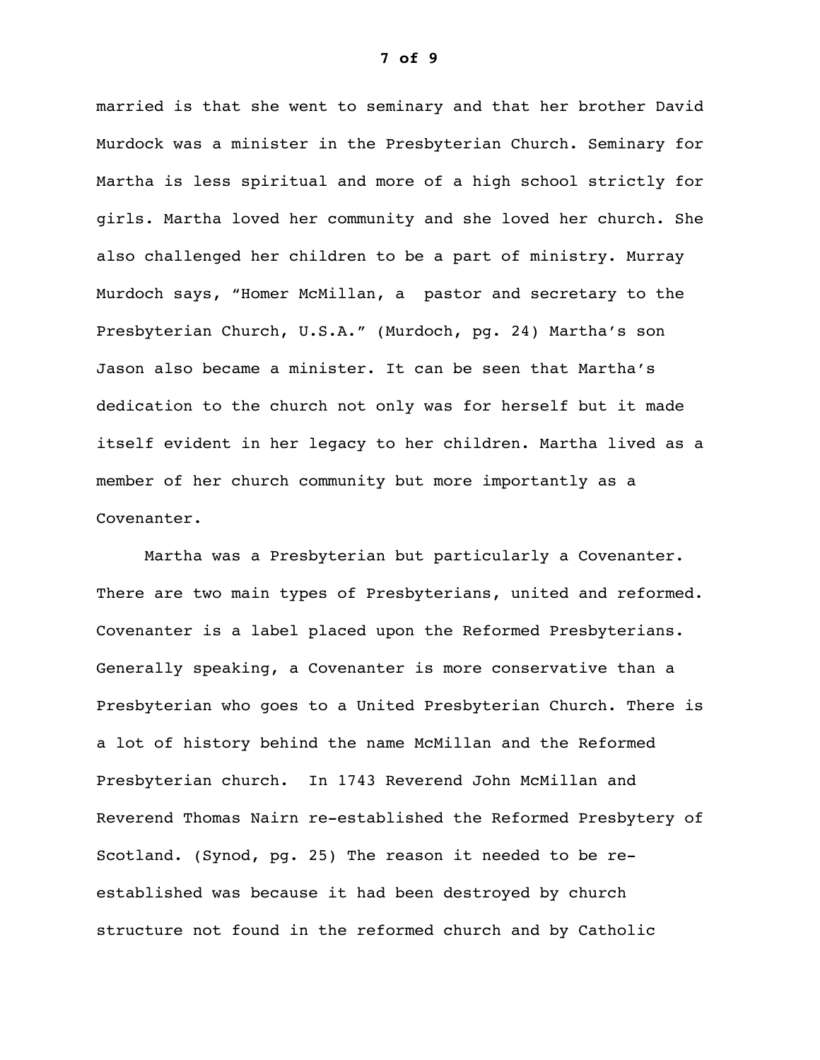married is that she went to seminary and that her brother David Murdock was a minister in the Presbyterian Church. Seminary for Martha is less spiritual and more of a high school strictly for girls. Martha loved her community and she loved her church. She also challenged her children to be a part of ministry. Murray Murdoch says, "Homer McMillan, a  pastor and secretary to the Presbyterian Church, U.S.A." (Murdoch, pg. 24) Martha's son Jason also became a minister. It can be seen that Martha's dedication to the church not only was for herself but it made itself evident in her legacy to her children. Martha lived as a member of her church community but more importantly as a Covenanter.

Martha was a Presbyterian but particularly a Covenanter. There are two main types of Presbyterians, united and reformed. Covenanter is a label placed upon the Reformed Presbyterians. Generally speaking, a Covenanter is more conservative than a Presbyterian who goes to a United Presbyterian Church. There is a lot of history behind the name McMillan and the Reformed Presbyterian church.  In 1743 Reverend John McMillan and Reverend Thomas Nairn re-established the Reformed Presbytery of Scotland. (Synod, pg. 25) The reason it needed to be re-established was because it had been destroyed by church structure not found in the reformed church and by Catholic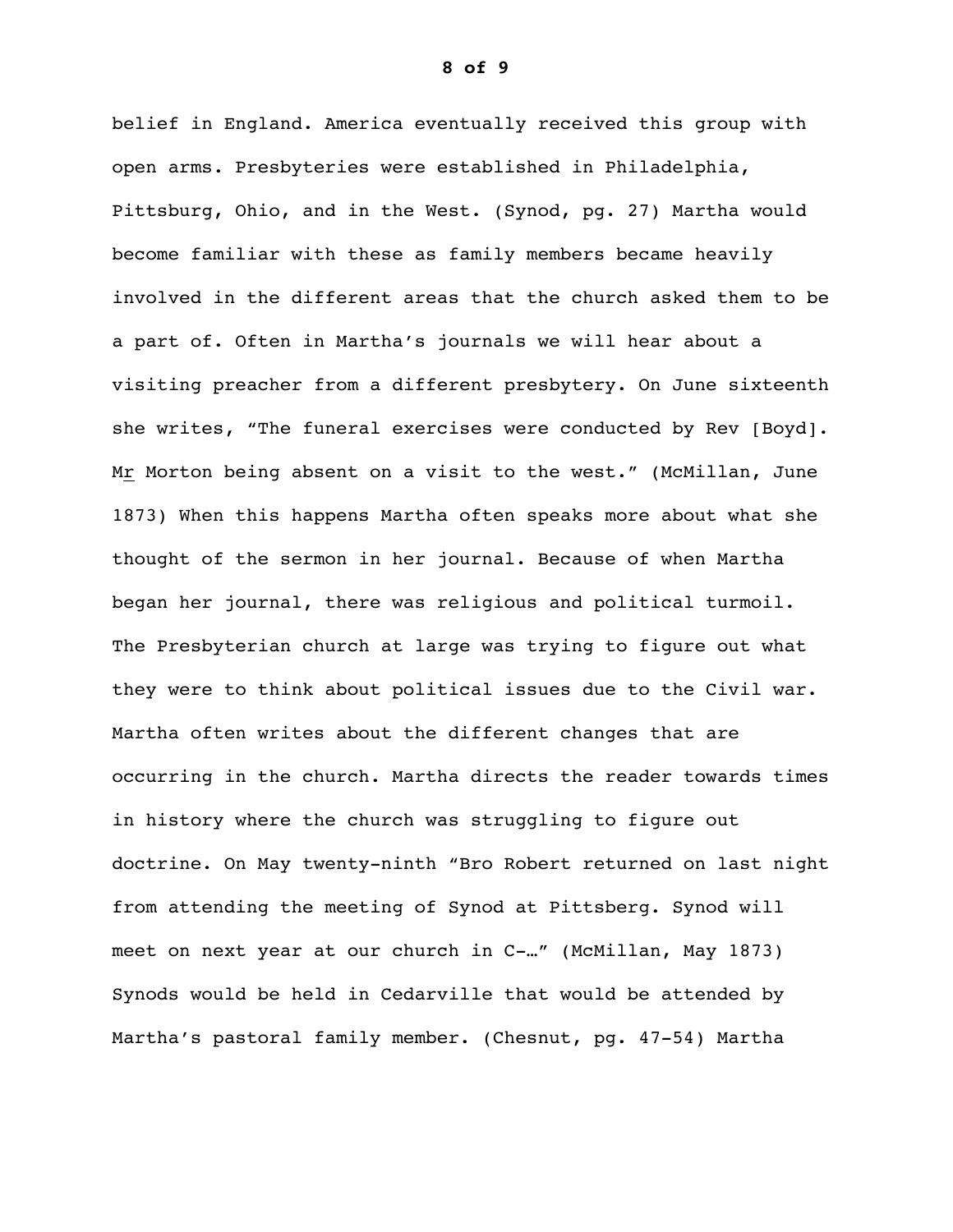belief in England. America eventually received this group with open arms. Presbyteries were established in Philadelphia, Pittsburg, Ohio, and in the West. (Synod, pg. 27) Martha would become familiar with these as family members became heavily involved in the different areas that the church asked them to be a part of. Often in Martha's journals we will hear about a visiting preacher from a different presbytery. On June sixteenth she writes, "The funeral exercises were conducted by Rev [Boyd]. Mr Morton being absent on a visit to the west." (McMillan, June 1873) When this happens Martha often speaks more about what she thought of the sermon in her journal. Because of when Martha began her journal, there was religious and political turmoil. The Presbyterian church at large was trying to figure out what they were to think about political issues due to the Civil war. Martha often writes about the different changes that are occurring in the church. Martha directs the reader towards times in history where the church was struggling to figure out doctrine. On May twenty-ninth "Bro Robert returned on last night from attending the meeting of Synod at Pittsberg. Synod will meet on next year at our church in C-…" (McMillan, May 1873) Synods would be held in Cedarville that would be attended by Martha's pastoral family member. (Chesnut, pg. 47-54) Martha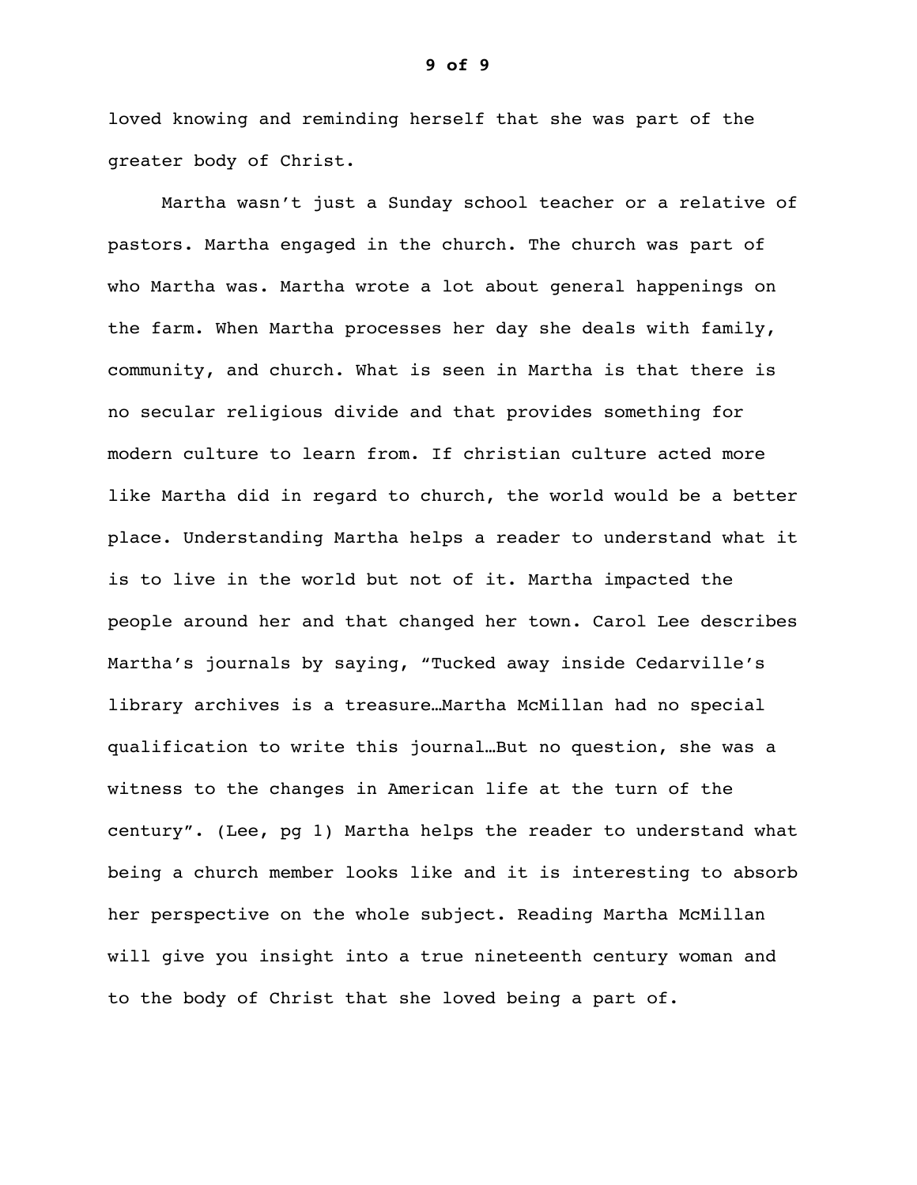loved knowing and reminding herself that she was part of the greater body of Christ.

Martha wasn't just a Sunday school teacher or a relative of pastors. Martha engaged in the church. The church was part of who Martha was. Martha wrote a lot about general happenings on the farm. When Martha processes her day she deals with family, community, and church. What is seen in Martha is that there is no secular religious divide and that provides something for modern culture to learn from. If christian culture acted more like Martha did in regard to church, the world would be a better place. Understanding Martha helps a reader to understand what it is to live in the world but not of it. Martha impacted the people around her and that changed her town. Carol Lee describes Martha's journals by saying, "Tucked away inside Cedarville's library archives is a treasure…Martha McMillan had no special qualification to write this journal…But no question, she was a witness to the changes in American life at the turn of the century". (Lee, pg 1) Martha helps the reader to understand what being a church member looks like and it is interesting to absorb her perspective on the whole subject. Reading Martha McMillan will give you insight into a true nineteenth century woman and to the body of Christ that she loved being a part of.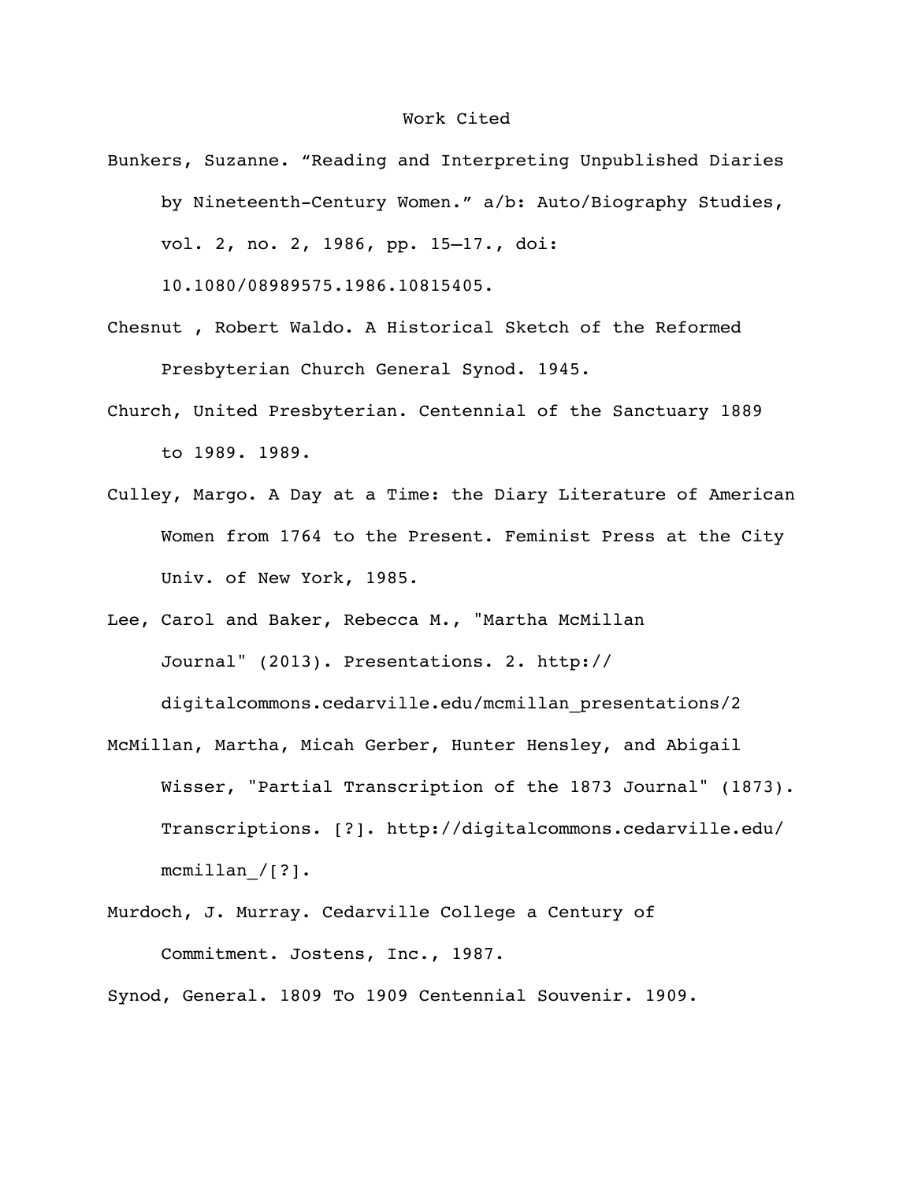# Work Cited

Bunkers, Suzanne. "Reading and Interpreting Unpublished Diaries by Nineteenth-Century Women." a/b: Auto/Biography Studies, vol. 2, no. 2, 1986, pp. 15–17., doi: 10.1080/08989575.1986.10815405.

Chesnut , Robert Waldo. A Historical Sketch of the Reformed Presbyterian Church General Synod. 1945.

Church, United Presbyterian. Centennial of the Sanctuary 1889 to 1989. 1989.

Culley, Margo. A Day at a Time: the Diary Literature of American Women from 1764 to the Present. Feminist Press at the City Univ. of New York, 1985.

Lee, Carol and Baker, Rebecca M., "Martha McMillan Journal" (2013). Presentations. 2. http://digitalcommons.cedarville.edu/mcmillan_presentations/2

McMillan, Martha, Micah Gerber, Hunter Hensley, and Abigail Wisser, "Partial Transcription of the 1873 Journal" (1873). Transcriptions. [?]. http://digitalcommons.cedarville.edu/mcmillan_/[?].

Murdoch, J. Murray. Cedarville College a Century of Commitment. Jostens, Inc., 1987.

Synod, General. 1809 To 1909 Centennial Souvenir. 1909.